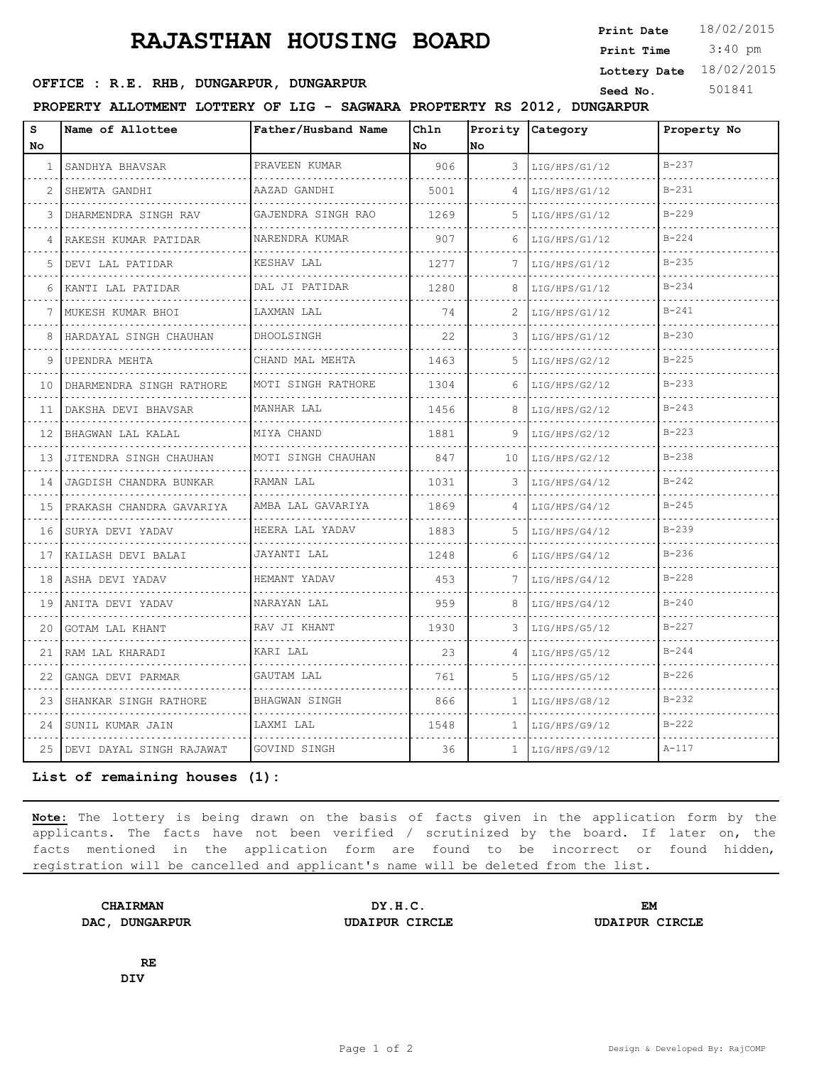# RAJASTHAN HOUSING BOARD

**Print Date** 18/02/2015
**Print Time** 3:40 pm
**Lottery Date** 18/02/2015
**Seed No.** 501841

**OFFICE : R.E. RHB, DUNGARPUR, DUNGARPUR**

**PROPERTY ALLOTMENT LOTTERY OF LIG - SAGWARA PROPTERTY RS 2012, DUNGARPUR**

| S No | Name of Allottee | Father/Husband Name | Chln No | Prority No | Category | Property No |
|---|---|---|---|---|---|---|
| 1 | SANDHYA BHAVSAR | PRAVEEN KUMAR | 906 | 3 | LIG/HPS/G1/12 | B-237 |
| 2 | SHEWTA GANDHI | AAZAD GANDHI | 5001 | 4 | LIG/HPS/G1/12 | B-231 |
| 3 | DHARMENDRA SINGH RAV | GAJENDRA SINGH RAO | 1269 | 5 | LIG/HPS/G1/12 | B-229 |
| 4 | RAKESH KUMAR PATIDAR | NARENDRA KUMAR | 907 | 6 | LIG/HPS/G1/12 | B-224 |
| 5 | DEVI LAL PATIDAR | KESHAV LAL | 1277 | 7 | LIG/HPS/G1/12 | B-235 |
| 6 | KANTI LAL PATIDAR | DAL JI PATIDAR | 1280 | 8 | LIG/HPS/G1/12 | B-234 |
| 7 | MUKESH KUMAR BHOI | LAXMAN LAL | 74 | 2 | LIG/HPS/G1/12 | B-241 |
| 8 | HARDAYAL SINGH CHAUHAN | DHOOLSINGH | 22 | 3 | LIG/HPS/G1/12 | B-230 |
| 9 | UPENDRA MEHTA | CHAND MAL MEHTA | 1463 | 5 | LIG/HPS/G2/12 | B-225 |
| 10 | DHARMENDRA SINGH RATHORE | MOTI SINGH RATHORE | 1304 | 6 | LIG/HPS/G2/12 | B-233 |
| 11 | DAKSHA DEVI BHAVSAR | MANHAR LAL | 1456 | 8 | LIG/HPS/G2/12 | B-243 |
| 12 | BHAGWAN LAL KALAL | MIYA CHAND | 1881 | 9 | LIG/HPS/G2/12 | B-223 |
| 13 | JITENDRA SINGH CHAUHAN | MOTI SINGH CHAUHAN | 847 | 10 | LIG/HPS/G2/12 | B-238 |
| 14 | JAGDISH CHANDRA BUNKAR | RAMAN LAL | 1031 | 3 | LIG/HPS/G4/12 | B-242 |
| 15 | PRAKASH CHANDRA GAVARIYA | AMBA LAL GAVARIYA | 1869 | 4 | LIG/HPS/G4/12 | B-245 |
| 16 | SURYA DEVI YADAV | HEERA LAL YADAV | 1883 | 5 | LIG/HPS/G4/12 | B-239 |
| 17 | KAILASH DEVI BALAI | JAYANTI LAL | 1248 | 6 | LIG/HPS/G4/12 | B-236 |
| 18 | ASHA DEVI YADAV | HEMANT YADAV | 453 | 7 | LIG/HPS/G4/12 | B-228 |
| 19 | ANITA DEVI YADAV | NARAYAN LAL | 959 | 8 | LIG/HPS/G4/12 | B-240 |
| 20 | GOTAM LAL KHANT | RAV JI KHANT | 1930 | 3 | LIG/HPS/G5/12 | B-227 |
| 21 | RAM LAL KHARADI | KARI LAL | 23 | 4 | LIG/HPS/G5/12 | B-244 |
| 22 | GANGA DEVI PARMAR | GAUTAM LAL | 761 | 5 | LIG/HPS/G5/12 | B-226 |
| 23 | SHANKAR SINGH RATHORE | BHAGWAN SINGH | 866 | 1 | LIG/HPS/G8/12 | B-232 |
| 24 | SUNIL KUMAR JAIN | LAXMI LAL | 1548 | 1 | LIG/HPS/G9/12 | B-222 |
| 25 | DEVI DAYAL SINGH RAJAWAT | GOVIND SINGH | 36 | 1 | LIG/HPS/G9/12 | A-117 |

**List of remaining houses (1):**

**Note:** The lottery is being drawn on the basis of facts given in the application form by the applicants. The facts have not been verified / scrutinized by the board. If later on, the facts mentioned in the application form are found to be incorrect or found hidden, registration will be cancelled and applicant's name will be deleted from the list.

**CHAIRMAN**
**DAC, DUNGARPUR**

**DY.H.C.**
**UDAIPUR CIRCLE**

**EM**
**UDAIPUR CIRCLE**

**RE**
**DIV**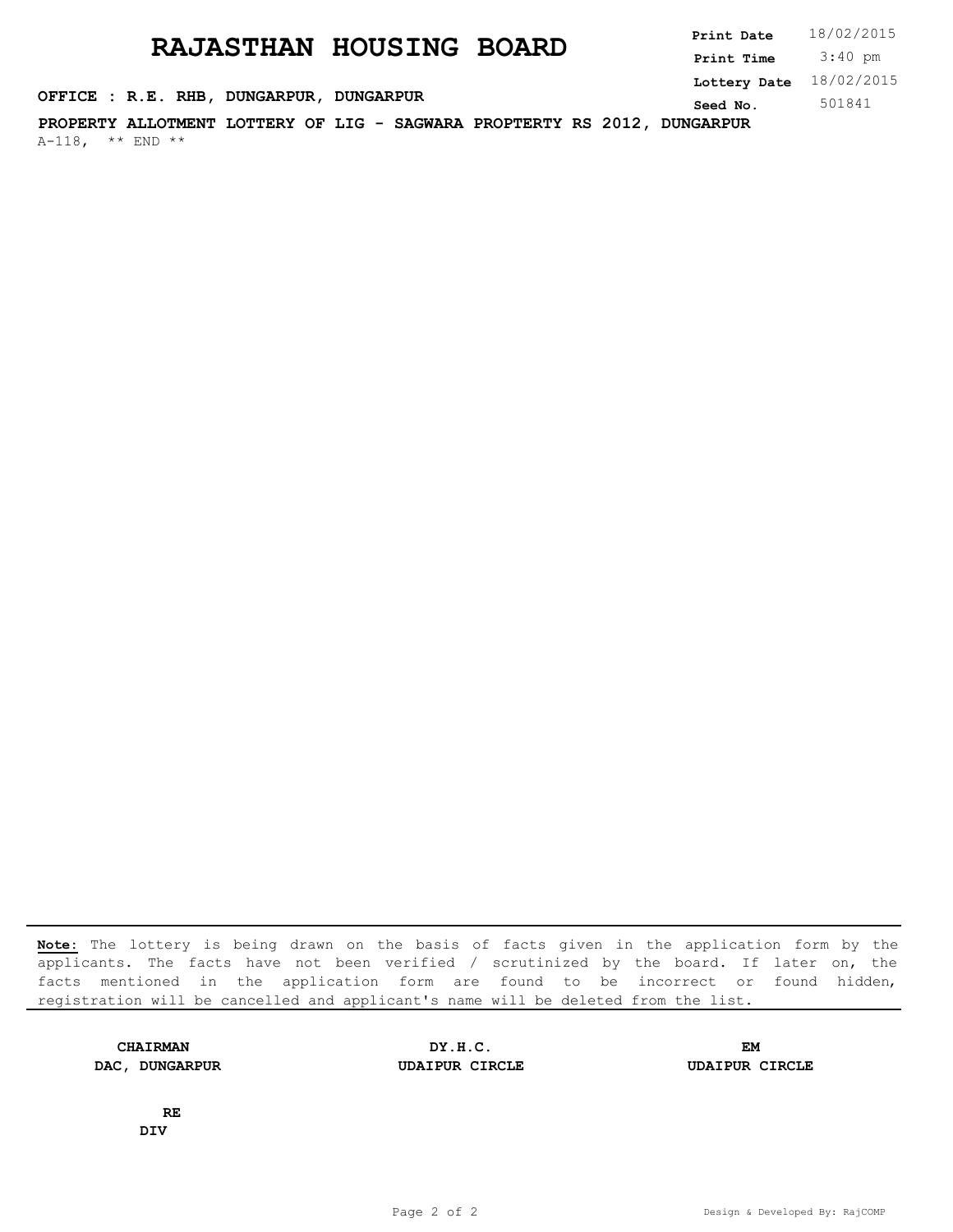# RAJASTHAN HOUSING BOARD

| | |
|---|---|
| **Print Date** | 18/02/2015 |
| **Print Time** | 3:40 pm |
| **Lottery Date** | 18/02/2015 |
| **Seed No.** | 501841 |

**OFFICE : R.E. RHB, DUNGARPUR, DUNGARPUR**

**PROPERTY ALLOTMENT LOTTERY OF LIG - SAGWARA PROPTERTY RS 2012, DUNGARPUR**

A-118, ** END **

**Note:** The lottery is being drawn on the basis of facts given in the application form by the applicants. The facts have not been verified / scrutinized by the board. If later on, the facts mentioned in the application form are found to be incorrect or found hidden, registration will be cancelled and applicant's name will be deleted from the list.

**CHAIRMAN**
**DAC, DUNGARPUR**

**DY.H.C.**
**UDAIPUR CIRCLE**

**EM**
**UDAIPUR CIRCLE**

**RE**
**DIV**

Design & Developed By: RajCOMP